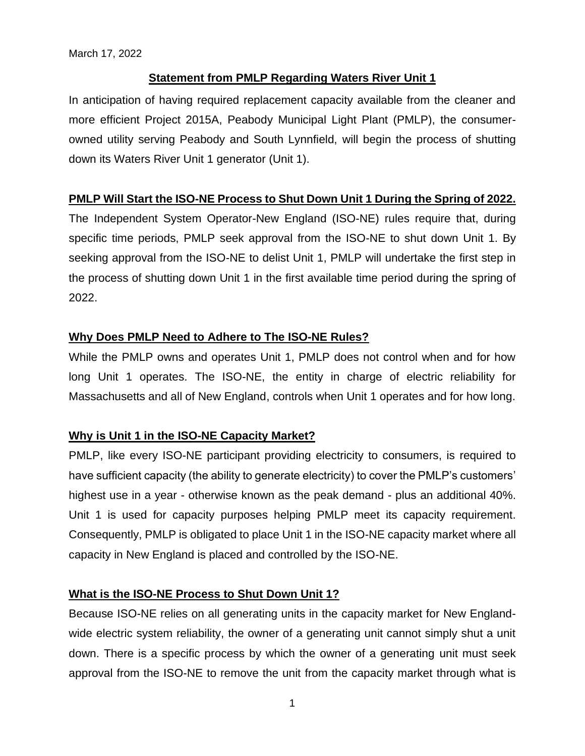March 17, 2022

## Statement from PMLP Regarding Waters River Unit 1

In anticipation of having required replacement capacity available from the cleaner and more efficient Project 2015A, Peabody Municipal Light Plant (PMLP), the consumer-owned utility serving Peabody and South Lynnfield, will begin the process of shutting down its Waters River Unit 1 generator (Unit 1).

### PMLP Will Start the ISO-NE Process to Shut Down Unit 1 During the Spring of 2022.

The Independent System Operator-New England (ISO-NE) rules require that, during specific time periods, PMLP seek approval from the ISO-NE to shut down Unit 1. By seeking approval from the ISO-NE to delist Unit 1, PMLP will undertake the first step in the process of shutting down Unit 1 in the first available time period during the spring of 2022.

### Why Does PMLP Need to Adhere to The ISO-NE Rules?

While the PMLP owns and operates Unit 1, PMLP does not control when and for how long Unit 1 operates. The ISO-NE, the entity in charge of electric reliability for Massachusetts and all of New England, controls when Unit 1 operates and for how long.

### Why is Unit 1 in the ISO-NE Capacity Market?

PMLP, like every ISO-NE participant providing electricity to consumers, is required to have sufficient capacity (the ability to generate electricity) to cover the PMLP's customers' highest use in a year - otherwise known as the peak demand - plus an additional 40%. Unit 1 is used for capacity purposes helping PMLP meet its capacity requirement. Consequently, PMLP is obligated to place Unit 1 in the ISO-NE capacity market where all capacity in New England is placed and controlled by the ISO-NE.

### What is the ISO-NE Process to Shut Down Unit 1?

Because ISO-NE relies on all generating units in the capacity market for New England-wide electric system reliability, the owner of a generating unit cannot simply shut a unit down. There is a specific process by which the owner of a generating unit must seek approval from the ISO-NE to remove the unit from the capacity market through what is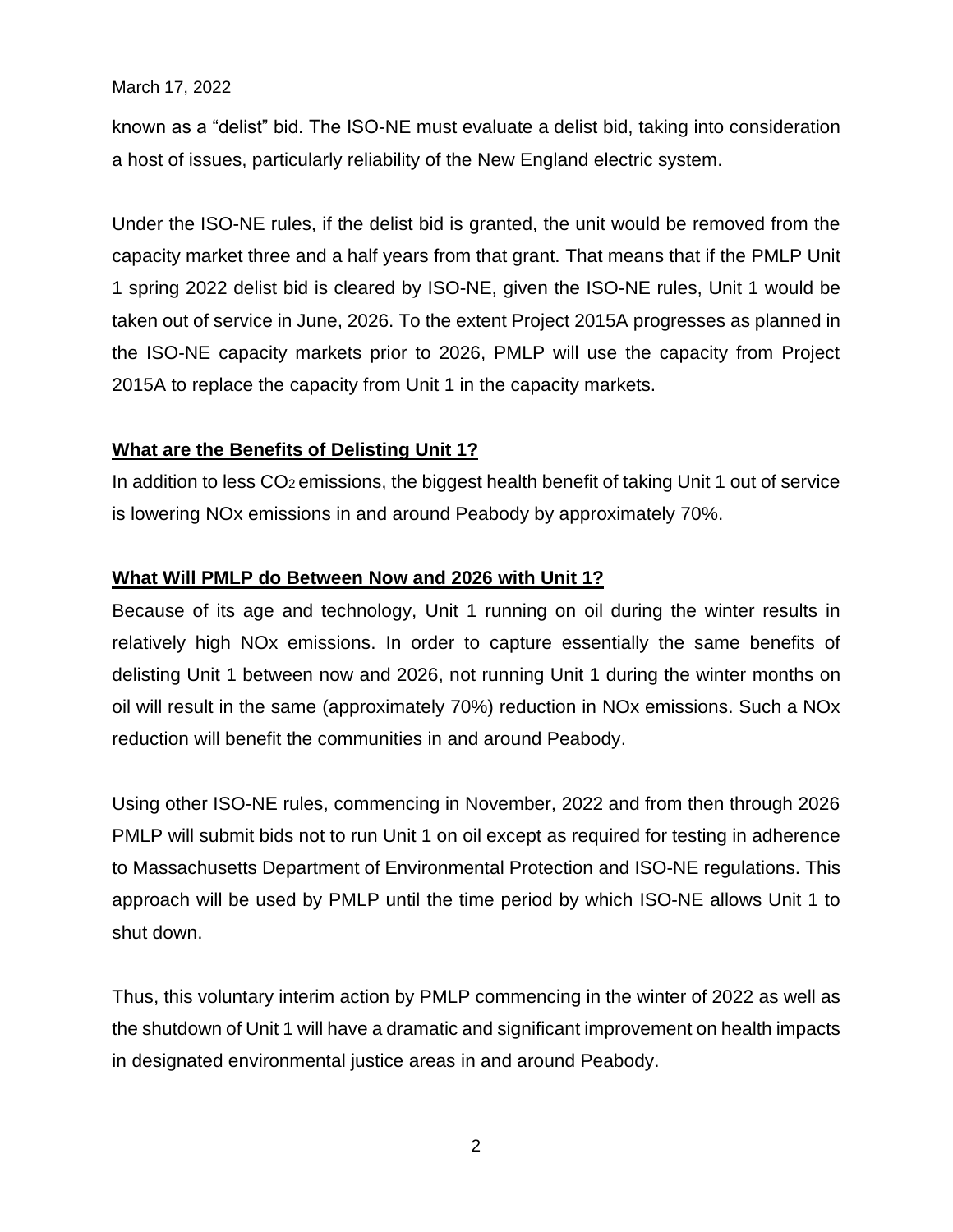known as a “delist” bid. The ISO-NE must evaluate a delist bid, taking into consideration a host of issues, particularly reliability of the New England electric system.

Under the ISO-NE rules, if the delist bid is granted, the unit would be removed from the capacity market three and a half years from that grant. That means that if the PMLP Unit 1 spring 2022 delist bid is cleared by ISO-NE, given the ISO-NE rules, Unit 1 would be taken out of service in June, 2026. To the extent Project 2015A progresses as planned in the ISO-NE capacity markets prior to 2026, PMLP will use the capacity from Project 2015A to replace the capacity from Unit 1 in the capacity markets.

**What are the Benefits of Delisting Unit 1?**

In addition to less $CO_2$ emissions, the biggest health benefit of taking Unit 1 out of service is lowering NOx emissions in and around Peabody by approximately 70%.

**What Will PMLP do Between Now and 2026 with Unit 1?**

Because of its age and technology, Unit 1 running on oil during the winter results in relatively high NOx emissions. In order to capture essentially the same benefits of delisting Unit 1 between now and 2026, not running Unit 1 during the winter months on oil will result in the same (approximately 70%) reduction in NOx emissions. Such a NOx reduction will benefit the communities in and around Peabody.

Using other ISO-NE rules, commencing in November, 2022 and from then through 2026 PMLP will submit bids not to run Unit 1 on oil except as required for testing in adherence to Massachusetts Department of Environmental Protection and ISO-NE regulations. This approach will be used by PMLP until the time period by which ISO-NE allows Unit 1 to shut down.

Thus, this voluntary interim action by PMLP commencing in the winter of 2022 as well as the shutdown of Unit 1 will have a dramatic and significant improvement on health impacts in designated environmental justice areas in and around Peabody.